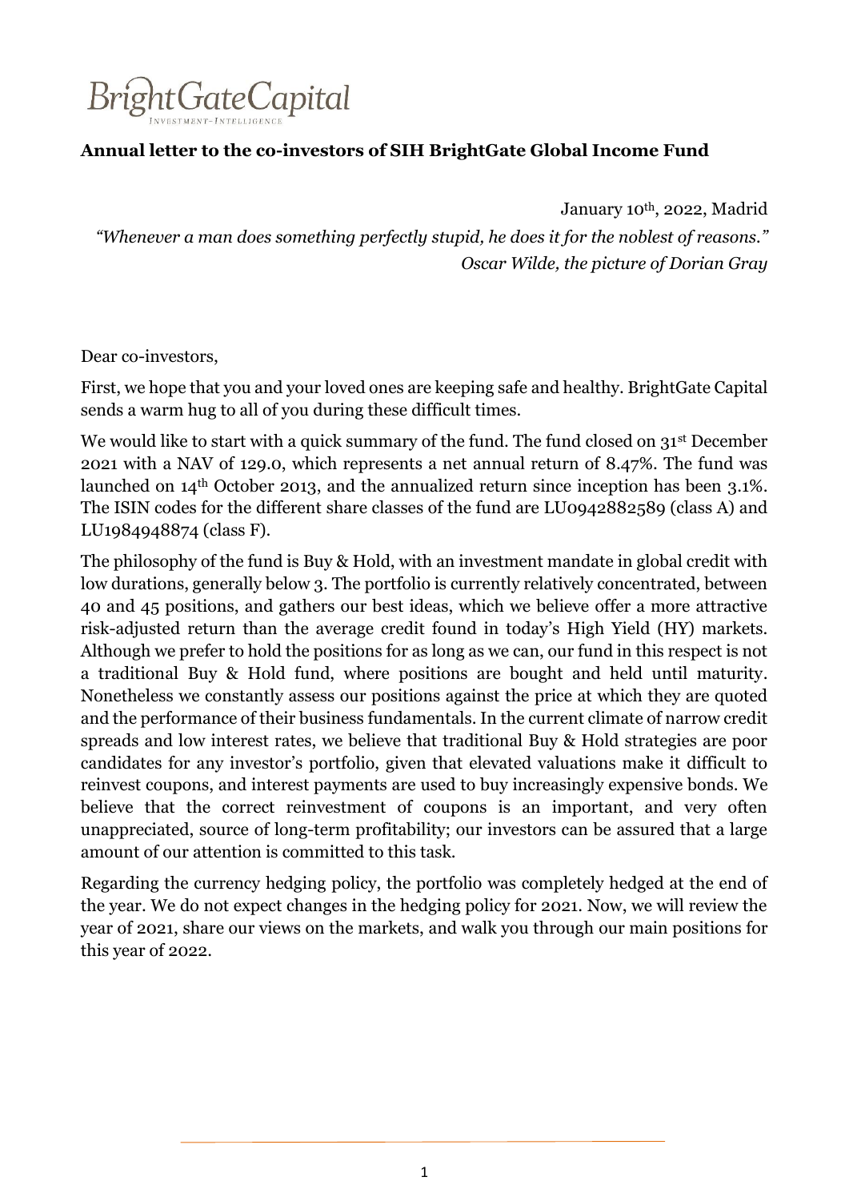BrightGateCapital

INVESTMENT-INTELLIGENCE

**Annual letter to the co-investors of SIH BrightGate Global Income Fund**

January 10th, 2022, Madrid

*"Whenever a man does something perfectly stupid, he does it for the noblest of reasons." Oscar Wilde, the picture of Dorian Gray*

Dear co-investors,

First, we hope that you and your loved ones are keeping safe and healthy. BrightGate Capital sends a warm hug to all of you during these difficult times.

We would like to start with a quick summary of the fund. The fund closed on 31st December 2021 with a NAV of 129.0, which represents a net annual return of 8.47%. The fund was launched on 14th October 2013, and the annualized return since inception has been 3.1%. The ISIN codes for the different share classes of the fund are LU0942882589 (class A) and LU1984948874 (class F).

The philosophy of the fund is Buy & Hold, with an investment mandate in global credit with low durations, generally below 3. The portfolio is currently relatively concentrated, between 40 and 45 positions, and gathers our best ideas, which we believe offer a more attractive risk-adjusted return than the average credit found in today's High Yield (HY) markets. Although we prefer to hold the positions for as long as we can, our fund in this respect is not a traditional Buy & Hold fund, where positions are bought and held until maturity. Nonetheless we constantly assess our positions against the price at which they are quoted and the performance of their business fundamentals. In the current climate of narrow credit spreads and low interest rates, we believe that traditional Buy & Hold strategies are poor candidates for any investor's portfolio, given that elevated valuations make it difficult to reinvest coupons, and interest payments are used to buy increasingly expensive bonds. We believe that the correct reinvestment of coupons is an important, and very often unappreciated, source of long-term profitability; our investors can be assured that a large amount of our attention is committed to this task.

Regarding the currency hedging policy, the portfolio was completely hedged at the end of the year. We do not expect changes in the hedging policy for 2021. Now, we will review the year of 2021, share our views on the markets, and walk you through our main positions for this year of 2022.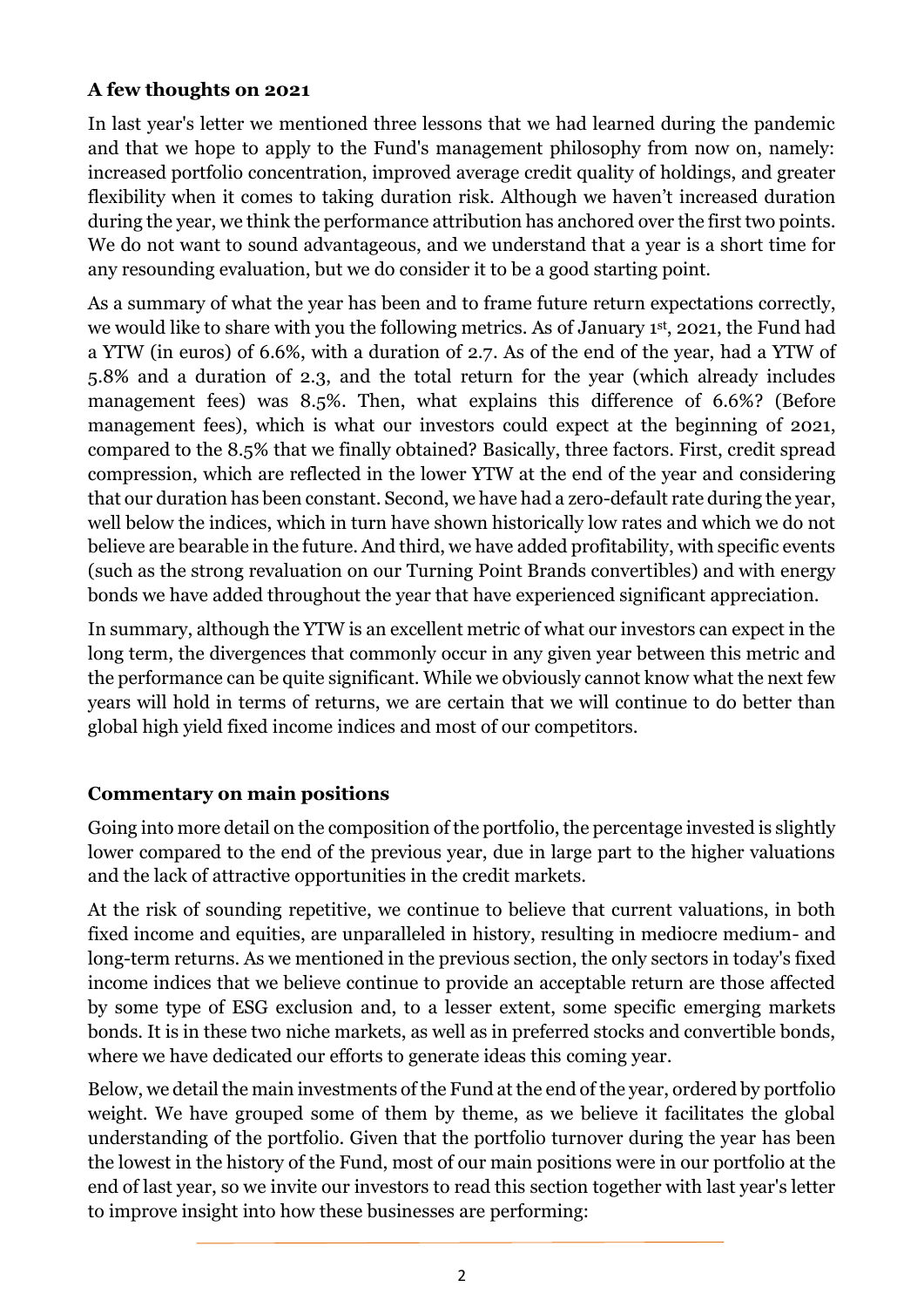### A few thoughts on 2021

In last year's letter we mentioned three lessons that we had learned during the pandemic and that we hope to apply to the Fund's management philosophy from now on, namely: increased portfolio concentration, improved average credit quality of holdings, and greater flexibility when it comes to taking duration risk. Although we haven't increased duration during the year, we think the performance attribution has anchored over the first two points. We do not want to sound advantageous, and we understand that a year is a short time for any resounding evaluation, but we do consider it to be a good starting point.

As a summary of what the year has been and to frame future return expectations correctly, we would like to share with you the following metrics. As of January 1st, 2021, the Fund had a YTW (in euros) of 6.6%, with a duration of 2.7. As of the end of the year, had a YTW of 5.8% and a duration of 2.3, and the total return for the year (which already includes management fees) was 8.5%. Then, what explains this difference of 6.6%? (Before management fees), which is what our investors could expect at the beginning of 2021, compared to the 8.5% that we finally obtained? Basically, three factors. First, credit spread compression, which are reflected in the lower YTW at the end of the year and considering that our duration has been constant. Second, we have had a zero-default rate during the year, well below the indices, which in turn have shown historically low rates and which we do not believe are bearable in the future. And third, we have added profitability, with specific events (such as the strong revaluation on our Turning Point Brands convertibles) and with energy bonds we have added throughout the year that have experienced significant appreciation.

In summary, although the YTW is an excellent metric of what our investors can expect in the long term, the divergences that commonly occur in any given year between this metric and the performance can be quite significant. While we obviously cannot know what the next few years will hold in terms of returns, we are certain that we will continue to do better than global high yield fixed income indices and most of our competitors.

### Commentary on main positions

Going into more detail on the composition of the portfolio, the percentage invested is slightly lower compared to the end of the previous year, due in large part to the higher valuations and the lack of attractive opportunities in the credit markets.

At the risk of sounding repetitive, we continue to believe that current valuations, in both fixed income and equities, are unparalleled in history, resulting in mediocre medium- and long-term returns. As we mentioned in the previous section, the only sectors in today's fixed income indices that we believe continue to provide an acceptable return are those affected by some type of ESG exclusion and, to a lesser extent, some specific emerging markets bonds. It is in these two niche markets, as well as in preferred stocks and convertible bonds, where we have dedicated our efforts to generate ideas this coming year.

Below, we detail the main investments of the Fund at the end of the year, ordered by portfolio weight. We have grouped some of them by theme, as we believe it facilitates the global understanding of the portfolio. Given that the portfolio turnover during the year has been the lowest in the history of the Fund, most of our main positions were in our portfolio at the end of last year, so we invite our investors to read this section together with last year's letter to improve insight into how these businesses are performing: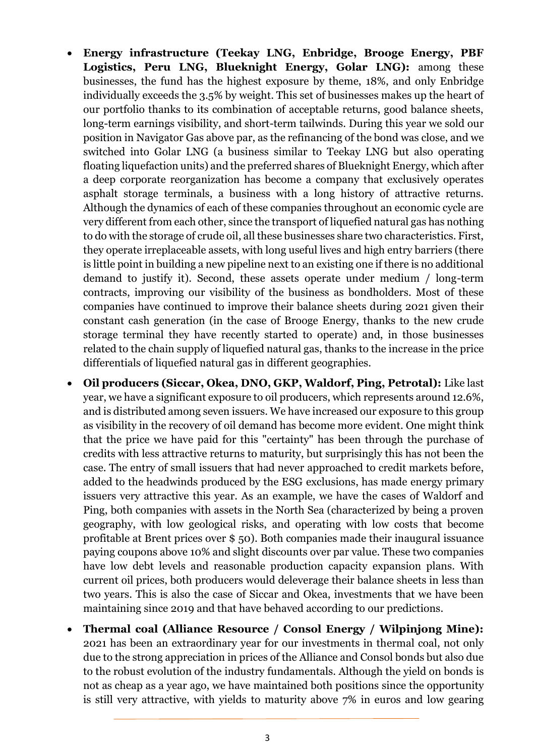- **Energy infrastructure (Teekay LNG, Enbridge, Brooge Energy, PBF Logistics, Peru LNG, Blueknight Energy, Golar LNG):** among these businesses, the fund has the highest exposure by theme, 18%, and only Enbridge individually exceeds the 3.5% by weight. This set of businesses makes up the heart of our portfolio thanks to its combination of acceptable returns, good balance sheets, long-term earnings visibility, and short-term tailwinds. During this year we sold our position in Navigator Gas above par, as the refinancing of the bond was close, and we switched into Golar LNG (a business similar to Teekay LNG but also operating floating liquefaction units) and the preferred shares of Blueknight Energy, which after a deep corporate reorganization has become a company that exclusively operates asphalt storage terminals, a business with a long history of attractive returns. Although the dynamics of each of these companies throughout an economic cycle are very different from each other, since the transport of liquefied natural gas has nothing to do with the storage of crude oil, all these businesses share two characteristics. First, they operate irreplaceable assets, with long useful lives and high entry barriers (there is little point in building a new pipeline next to an existing one if there is no additional demand to justify it). Second, these assets operate under medium / long-term contracts, improving our visibility of the business as bondholders. Most of these companies have continued to improve their balance sheets during 2021 given their constant cash generation (in the case of Brooge Energy, thanks to the new crude storage terminal they have recently started to operate) and, in those businesses related to the chain supply of liquefied natural gas, thanks to the increase in the price differentials of liquefied natural gas in different geographies.
- **Oil producers (Siccar, Okea, DNO, GKP, Waldorf, Ping, Petrotal):** Like last year, we have a significant exposure to oil producers, which represents around 12.6%, and is distributed among seven issuers. We have increased our exposure to this group as visibility in the recovery of oil demand has become more evident. One might think that the price we have paid for this "certainty" has been through the purchase of credits with less attractive returns to maturity, but surprisingly this has not been the case. The entry of small issuers that had never approached to credit markets before, added to the headwinds produced by the ESG exclusions, has made energy primary issuers very attractive this year. As an example, we have the cases of Waldorf and Ping, both companies with assets in the North Sea (characterized by being a proven geography, with low geological risks, and operating with low costs that become profitable at Brent prices over $ 50). Both companies made their inaugural issuance paying coupons above 10% and slight discounts over par value. These two companies have low debt levels and reasonable production capacity expansion plans. With current oil prices, both producers would deleverage their balance sheets in less than two years. This is also the case of Siccar and Okea, investments that we have been maintaining since 2019 and that have behaved according to our predictions.
- **Thermal coal (Alliance Resource / Consol Energy / Wilpinjong Mine):** 2021 has been an extraordinary year for our investments in thermal coal, not only due to the strong appreciation in prices of the Alliance and Consol bonds but also due to the robust evolution of the industry fundamentals. Although the yield on bonds is not as cheap as a year ago, we have maintained both positions since the opportunity is still very attractive, with yields to maturity above 7% in euros and low gearing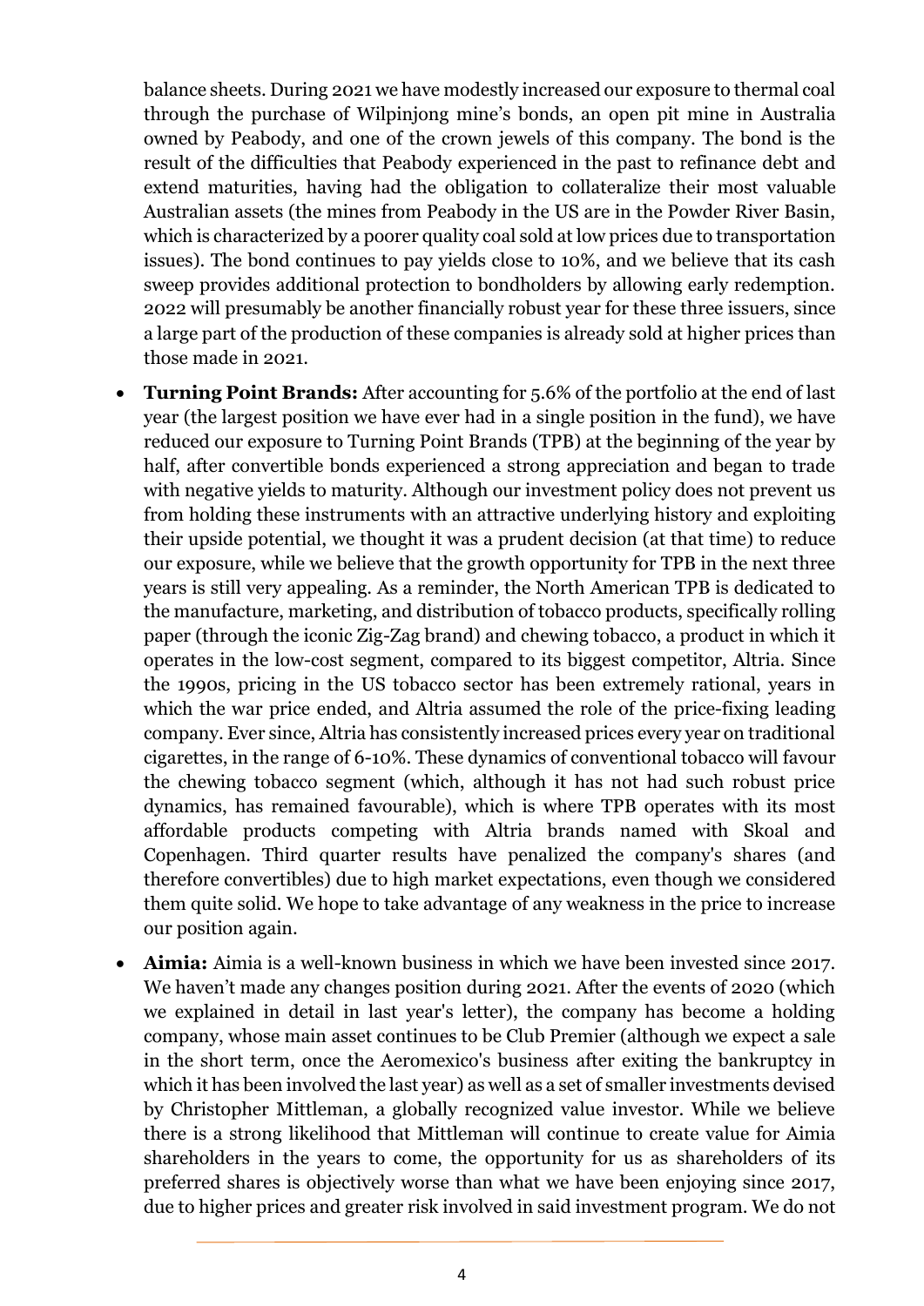balance sheets. During 2021 we have modestly increased our exposure to thermal coal through the purchase of Wilpinjong mine's bonds, an open pit mine in Australia owned by Peabody, and one of the crown jewels of this company. The bond is the result of the difficulties that Peabody experienced in the past to refinance debt and extend maturities, having had the obligation to collateralize their most valuable Australian assets (the mines from Peabody in the US are in the Powder River Basin, which is characterized by a poorer quality coal sold at low prices due to transportation issues). The bond continues to pay yields close to 10%, and we believe that its cash sweep provides additional protection to bondholders by allowing early redemption. 2022 will presumably be another financially robust year for these three issuers, since a large part of the production of these companies is already sold at higher prices than those made in 2021.

- **Turning Point Brands:** After accounting for 5.6% of the portfolio at the end of last year (the largest position we have ever had in a single position in the fund), we have reduced our exposure to Turning Point Brands (TPB) at the beginning of the year by half, after convertible bonds experienced a strong appreciation and began to trade with negative yields to maturity. Although our investment policy does not prevent us from holding these instruments with an attractive underlying history and exploiting their upside potential, we thought it was a prudent decision (at that time) to reduce our exposure, while we believe that the growth opportunity for TPB in the next three years is still very appealing. As a reminder, the North American TPB is dedicated to the manufacture, marketing, and distribution of tobacco products, specifically rolling paper (through the iconic Zig-Zag brand) and chewing tobacco, a product in which it operates in the low-cost segment, compared to its biggest competitor, Altria. Since the 1990s, pricing in the US tobacco sector has been extremely rational, years in which the war price ended, and Altria assumed the role of the price-fixing leading company. Ever since, Altria has consistently increased prices every year on traditional cigarettes, in the range of 6-10%. These dynamics of conventional tobacco will favour the chewing tobacco segment (which, although it has not had such robust price dynamics, has remained favourable), which is where TPB operates with its most affordable products competing with Altria brands named with Skoal and Copenhagen. Third quarter results have penalized the company's shares (and therefore convertibles) due to high market expectations, even though we considered them quite solid. We hope to take advantage of any weakness in the price to increase our position again.
- **Aimia:** Aimia is a well-known business in which we have been invested since 2017. We haven't made any changes position during 2021. After the events of 2020 (which we explained in detail in last year's letter), the company has become a holding company, whose main asset continues to be Club Premier (although we expect a sale in the short term, once the Aeromexico's business after exiting the bankruptcy in which it has been involved the last year) as well as a set of smaller investments devised by Christopher Mittleman, a globally recognized value investor. While we believe there is a strong likelihood that Mittleman will continue to create value for Aimia shareholders in the years to come, the opportunity for us as shareholders of its preferred shares is objectively worse than what we have been enjoying since 2017, due to higher prices and greater risk involved in said investment program. We do not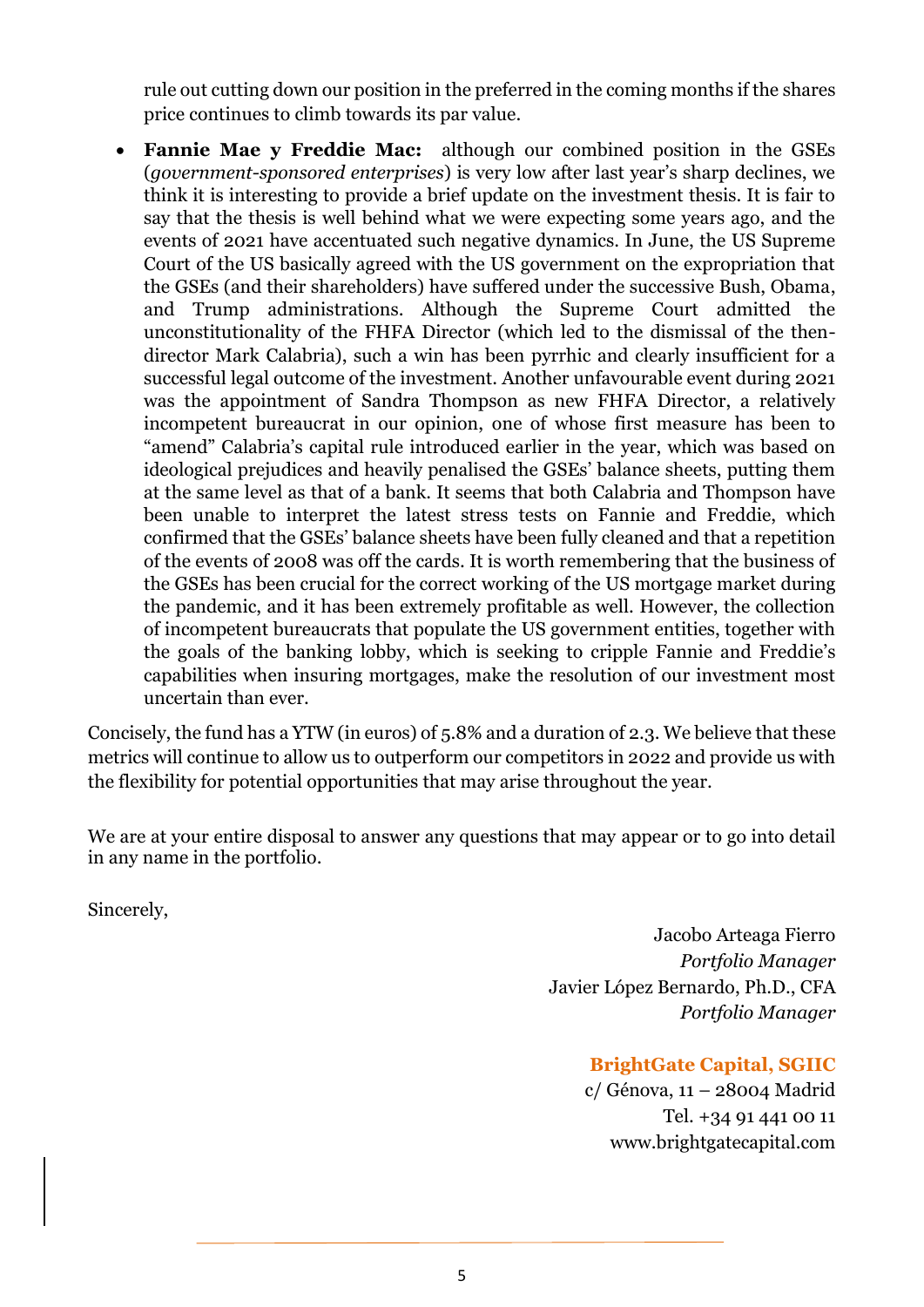rule out cutting down our position in the preferred in the coming months if the shares price continues to climb towards its par value.

- **Fannie Mae y Freddie Mac:** although our combined position in the GSEs (*government-sponsored enterprises*) is very low after last year's sharp declines, we think it is interesting to provide a brief update on the investment thesis. It is fair to say that the thesis is well behind what we were expecting some years ago, and the events of 2021 have accentuated such negative dynamics. In June, the US Supreme Court of the US basically agreed with the US government on the expropriation that the GSEs (and their shareholders) have suffered under the successive Bush, Obama, and Trump administrations. Although the Supreme Court admitted the unconstitutionality of the FHFA Director (which led to the dismissal of the then-director Mark Calabria), such a win has been pyrrhic and clearly insufficient for a successful legal outcome of the investment. Another unfavourable event during 2021 was the appointment of Sandra Thompson as new FHFA Director, a relatively incompetent bureaucrat in our opinion, one of whose first measure has been to "amend" Calabria's capital rule introduced earlier in the year, which was based on ideological prejudices and heavily penalised the GSEs' balance sheets, putting them at the same level as that of a bank. It seems that both Calabria and Thompson have been unable to interpret the latest stress tests on Fannie and Freddie, which confirmed that the GSEs' balance sheets have been fully cleaned and that a repetition of the events of 2008 was off the cards. It is worth remembering that the business of the GSEs has been crucial for the correct working of the US mortgage market during the pandemic, and it has been extremely profitable as well. However, the collection of incompetent bureaucrats that populate the US government entities, together with the goals of the banking lobby, which is seeking to cripple Fannie and Freddie's capabilities when insuring mortgages, make the resolution of our investment most uncertain than ever.

Concisely, the fund has a YTW (in euros) of 5.8% and a duration of 2.3. We believe that these metrics will continue to allow us to outperform our competitors in 2022 and provide us with the flexibility for potential opportunities that may arise throughout the year.

We are at your entire disposal to answer any questions that may appear or to go into detail in any name in the portfolio.

Sincerely,

Jacobo Arteaga Fierro
*Portfolio Manager*
Javier López Bernardo, Ph.D., CFA
*Portfolio Manager*

**BrightGate Capital, SGIIC**
c/ Génova, 11 – 28004 Madrid
Tel. +34 91 441 00 11
www.brightgatecapital.com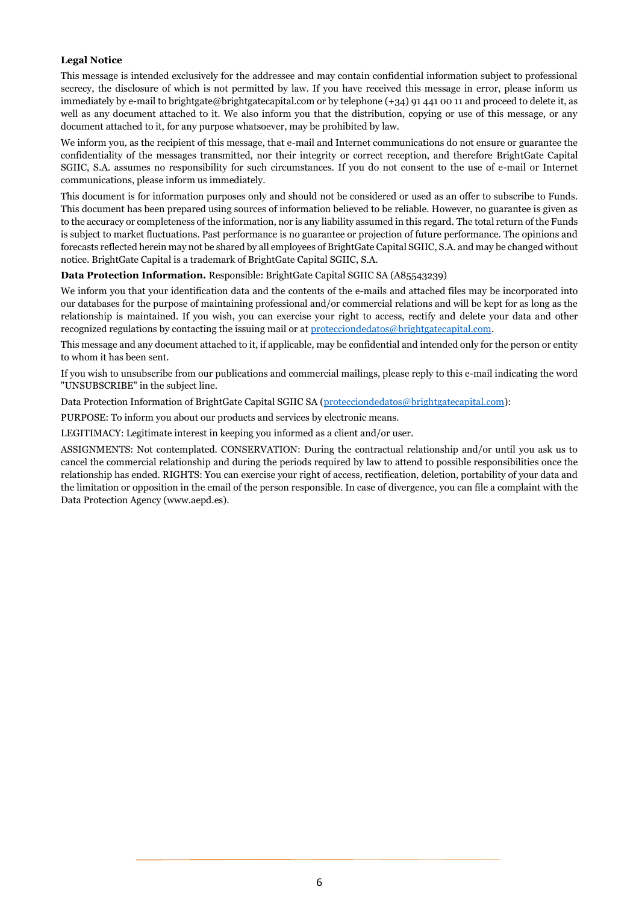**Legal Notice**

This message is intended exclusively for the addressee and may contain confidential information subject to professional secrecy, the disclosure of which is not permitted by law. If you have received this message in error, please inform us immediately by e-mail to brightgate@brightgatecapital.com or by telephone (+34) 91 441 00 11 and proceed to delete it, as well as any document attached to it. We also inform you that the distribution, copying or use of this message, or any document attached to it, for any purpose whatsoever, may be prohibited by law.

We inform you, as the recipient of this message, that e-mail and Internet communications do not ensure or guarantee the confidentiality of the messages transmitted, nor their integrity or correct reception, and therefore BrightGate Capital SGIIC, S.A. assumes no responsibility for such circumstances. If you do not consent to the use of e-mail or Internet communications, please inform us immediately.

This document is for information purposes only and should not be considered or used as an offer to subscribe to Funds. This document has been prepared using sources of information believed to be reliable. However, no guarantee is given as to the accuracy or completeness of the information, nor is any liability assumed in this regard. The total return of the Funds is subject to market fluctuations. Past performance is no guarantee or projection of future performance. The opinions and forecasts reflected herein may not be shared by all employees of BrightGate Capital SGIIC, S.A. and may be changed without notice. BrightGate Capital is a trademark of BrightGate Capital SGIIC, S.A.

**Data Protection Information.** Responsible: BrightGate Capital SGIIC SA (A85543239)

We inform you that your identification data and the contents of the e-mails and attached files may be incorporated into our databases for the purpose of maintaining professional and/or commercial relations and will be kept for as long as the relationship is maintained. If you wish, you can exercise your right to access, rectify and delete your data and other recognized regulations by contacting the issuing mail or at protecciondedatos@brightgatecapital.com.

This message and any document attached to it, if applicable, may be confidential and intended only for the person or entity to whom it has been sent.

If you wish to unsubscribe from our publications and commercial mailings, please reply to this e-mail indicating the word "UNSUBSCRIBE" in the subject line.

Data Protection Information of BrightGate Capital SGIIC SA (protecciondedatos@brightgatecapital.com):

PURPOSE: To inform you about our products and services by electronic means.

LEGITIMACY: Legitimate interest in keeping you informed as a client and/or user.

ASSIGNMENTS: Not contemplated. CONSERVATION: During the contractual relationship and/or until you ask us to cancel the commercial relationship and during the periods required by law to attend to possible responsibilities once the relationship has ended. RIGHTS: You can exercise your right of access, rectification, deletion, portability of your data and the limitation or opposition in the email of the person responsible. In case of divergence, you can file a complaint with the Data Protection Agency (www.aepd.es).